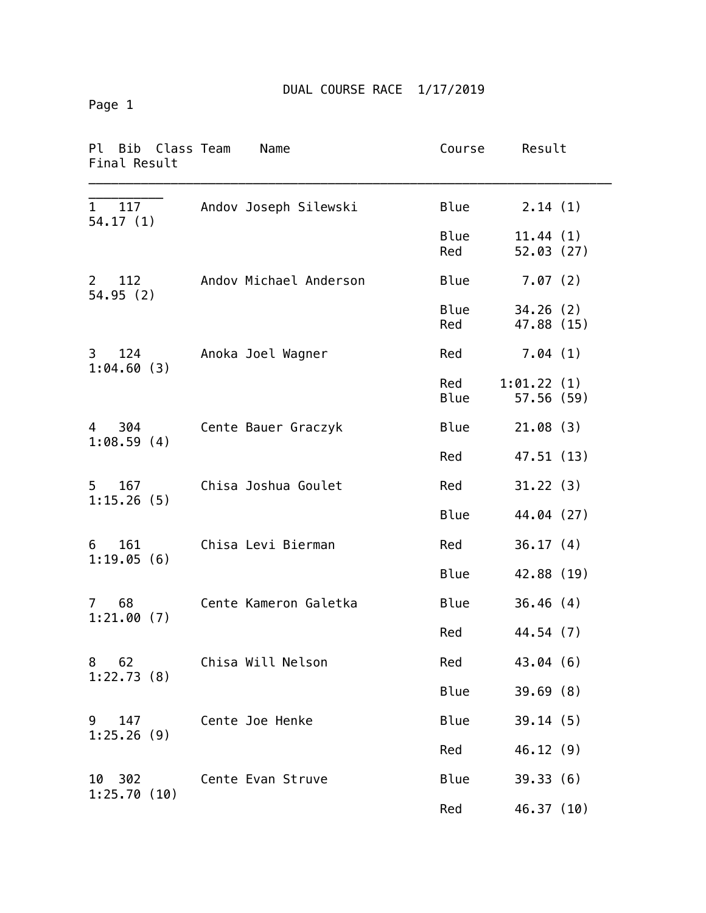# DUAL COURSE RACE 1/17/2019

| Pl | Bib | Class | Team | Name | Course | Result | Final Result |
|---|---|---|---|---|---|---|---|
| 1 | 117 | | Andov | Joseph Silewski | Blue | 2.14 (1) | 54.17 (1) |
| | | | | | Blue | 11.44 (1) | |
| | | | | | Red | 52.03 (27) | |
| 2 | 112 | | Andov | Michael Anderson | Blue | 7.07 (2) | 54.95 (2) |
| | | | | | Blue | 34.26 (2) | |
| | | | | | Red | 47.88 (15) | |
| 3 | 124 | | Anoka | Joel Wagner | Red | 7.04 (1) | 1:04.60 (3) |
| | | | | | Red | 1:01.22 (1) | |
| | | | | | Blue | 57.56 (59) | |
| 4 | 304 | | Cente | Bauer Graczyk | Blue | 21.08 (3) | 1:08.59 (4) |
| | | | | | Red | 47.51 (13) | |
| 5 | 167 | | Chisa | Joshua Goulet | Red | 31.22 (3) | 1:15.26 (5) |
| | | | | | Blue | 44.04 (27) | |
| 6 | 161 | | Chisa | Levi Bierman | Red | 36.17 (4) | 1:19.05 (6) |
| | | | | | Blue | 42.88 (19) | |
| 7 | 68 | | Cente | Kameron Galetka | Blue | 36.46 (4) | 1:21.00 (7) |
| | | | | | Red | 44.54 (7) | |
| 8 | 62 | | Chisa | Will Nelson | Red | 43.04 (6) | 1:22.73 (8) |
| | | | | | Blue | 39.69 (8) | |
| 9 | 147 | | Cente | Joe Henke | Blue | 39.14 (5) | 1:25.26 (9) |
| | | | | | Red | 46.12 (9) | |
| 10 | 302 | | Cente | Evan Struve | Blue | 39.33 (6) | 1:25.70 (10) |
| | | | | | Red | 46.37 (10) | |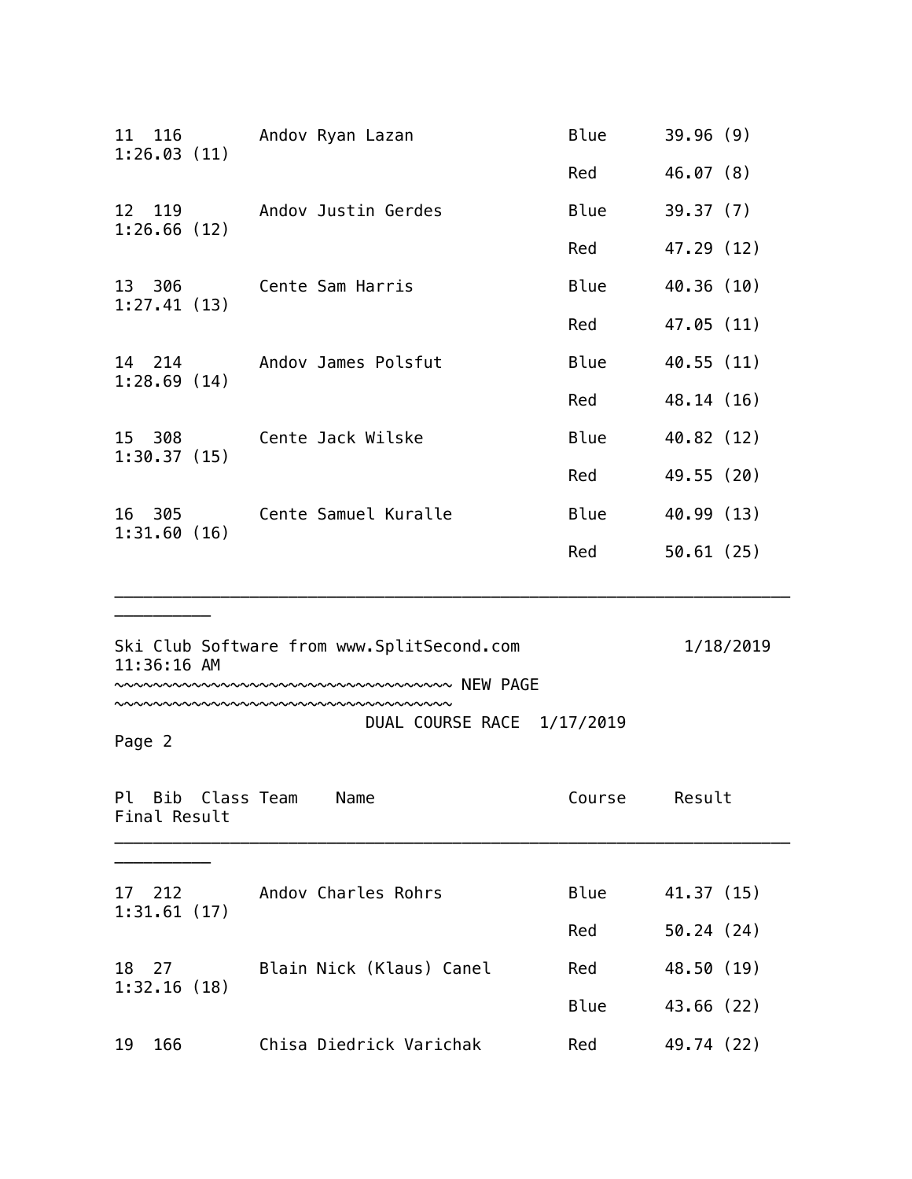| Pl | Bib | Class | Team | Name | Course | Result | Final Result |
|---|---|---|---|---|---|---|---|
| 11 | 116 | | Andov | Ryan Lazan | Blue | 39.96 (9) | 1:26.03 (11) |
| | | | | | Red | 46.07 (8) | |
| 12 | 119 | | Andov | Justin Gerdes | Blue | 39.37 (7) | 1:26.66 (12) |
| | | | | | Red | 47.29 (12) | |
| 13 | 306 | | Cente | Sam Harris | Blue | 40.36 (10) | 1:27.41 (13) |
| | | | | | Red | 47.05 (11) | |
| 14 | 214 | | Andov | James Polsfut | Blue | 40.55 (11) | 1:28.69 (14) |
| | | | | | Red | 48.14 (16) | |
| 15 | 308 | | Cente | Jack Wilske | Blue | 40.82 (12) | 1:30.37 (15) |
| | | | | | Red | 49.55 (20) | |
| 16 | 305 | | Cente | Samuel Kuralle | Blue | 40.99 (13) | 1:31.60 (16) |
| | | | | | Red | 50.61 (25) | |

Ski Club Software from www.SplitSecond.com 1/18/2019 11:36:16 AM

~~~~~~~~~~~~~~~~~~~~~~~~~~~~~~~~~~~~ NEW PAGE ~~~~~~~~~~~~~~~~~~~~~~~~~~~~~~~~~~~~

DUAL COURSE RACE 1/17/2019

| Pl | Bib | Class | Team | Name | Course | Result | Final Result |
|---|---|---|---|---|---|---|---|
| 17 | 212 | | Andov | Charles Rohrs | Blue | 41.37 (15) | 1:31.61 (17) |
| | | | | | Red | 50.24 (24) | |
| 18 | 27 | | Blain | Nick (Klaus) Canel | Red | 48.50 (19) | 1:32.16 (18) |
| | | | | | Blue | 43.66 (22) | |
| 19 | 166 | | Chisa | Diedrick Varichak | Red | 49.74 (22) | |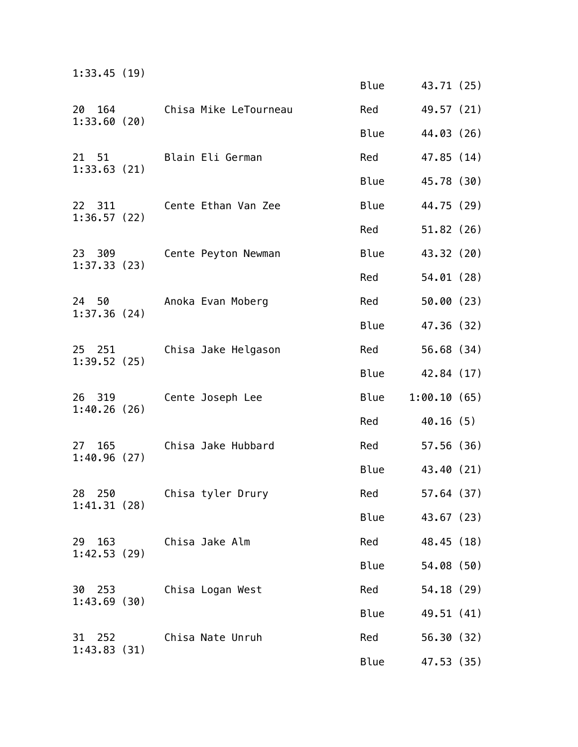```
1:33.45 (19)
                                                       Blue      43.71 (25)

20  164       Chisa Mike LeTourneau          Red       49.57 (21)
1:33.60 (20)
                                                       Blue      44.03 (26)

21  51        Blain Eli German               Red       47.85 (14)
1:33.63 (21)
                                                       Blue      45.78 (30)

22  311       Cente Ethan Van Zee            Blue      44.75 (29)
1:36.57 (22)
                                                       Red       51.82 (26)

23  309       Cente Peyton Newman            Blue      43.32 (20)
1:37.33 (23)
                                                       Red       54.01 (28)

24  50        Anoka Evan Moberg              Red       50.00 (23)
1:37.36 (24)
                                                       Blue      47.36 (32)

25  251       Chisa Jake Helgason            Red       56.68 (34)
1:39.52 (25)
                                                       Blue      42.84 (17)

26  319       Cente Joseph Lee               Blue    1:00.10 (65)
1:40.26 (26)
                                                       Red       40.16 (5)

27  165       Chisa Jake Hubbard             Red       57.56 (36)
1:40.96 (27)
                                                       Blue      43.40 (21)

28  250       Chisa tyler Drury              Red       57.64 (37)
1:41.31 (28)
                                                       Blue      43.67 (23)

29  163       Chisa Jake Alm                 Red       48.45 (18)
1:42.53 (29)
                                                       Blue      54.08 (50)

30  253       Chisa Logan West               Red       54.18 (29)
1:43.69 (30)
                                                       Blue      49.51 (41)

31  252       Chisa Nate Unruh               Red       56.30 (32)
1:43.83 (31)
                                                       Blue      47.53 (35)
```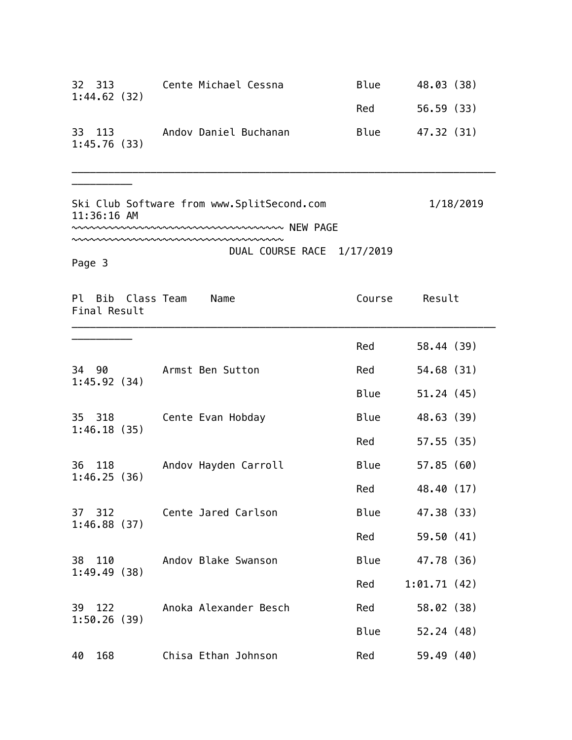| Pl | Bib | Class | Team | Name | Course | Result | Final Result |
|---|---|---|---|---|---|---|---|
| 32 | 313 | | Cente | Michael Cessna | Blue | 48.03 (38) | 1:44.62 (32) |
| | | | | | Red | 56.59 (33) | |
| 33 | 113 | | Andov | Daniel Buchanan | Blue | 47.32 (31) | 1:45.76 (33) |

Ski Club Software from www.SplitSecond.com 1/18/2019 11:36:16 AM

~~~~~~~~~~~~~~~~~~~~~~~~~~~~~~~~~~~~ NEW PAGE ~~~~~~~~~~~~~~~~~~~~~~~~~~~~~~~~~~~~

DUAL COURSE RACE 1/17/2019

Page 3

| Pl | Bib | Class | Team | Name | Course | Result | Final Result |
|---|---|---|---|---|---|---|---|
| | | | | | Red | 58.44 (39) | |
| 34 | 90 | | Armst | Ben Sutton | Red | 54.68 (31) | 1:45.92 (34) |
| | | | | | Blue | 51.24 (45) | |
| 35 | 318 | | Cente | Evan Hobday | Blue | 48.63 (39) | 1:46.18 (35) |
| | | | | | Red | 57.55 (35) | |
| 36 | 118 | | Andov | Hayden Carroll | Blue | 57.85 (60) | 1:46.25 (36) |
| | | | | | Red | 48.40 (17) | |
| 37 | 312 | | Cente | Jared Carlson | Blue | 47.38 (33) | 1:46.88 (37) |
| | | | | | Red | 59.50 (41) | |
| 38 | 110 | | Andov | Blake Swanson | Blue | 47.78 (36) | 1:49.49 (38) |
| | | | | | Red | 1:01.71 (42) | |
| 39 | 122 | | Anoka | Alexander Besch | Red | 58.02 (38) | 1:50.26 (39) |
| | | | | | Blue | 52.24 (48) | |
| 40 | 168 | | Chisa | Ethan Johnson | Red | 59.49 (40) | |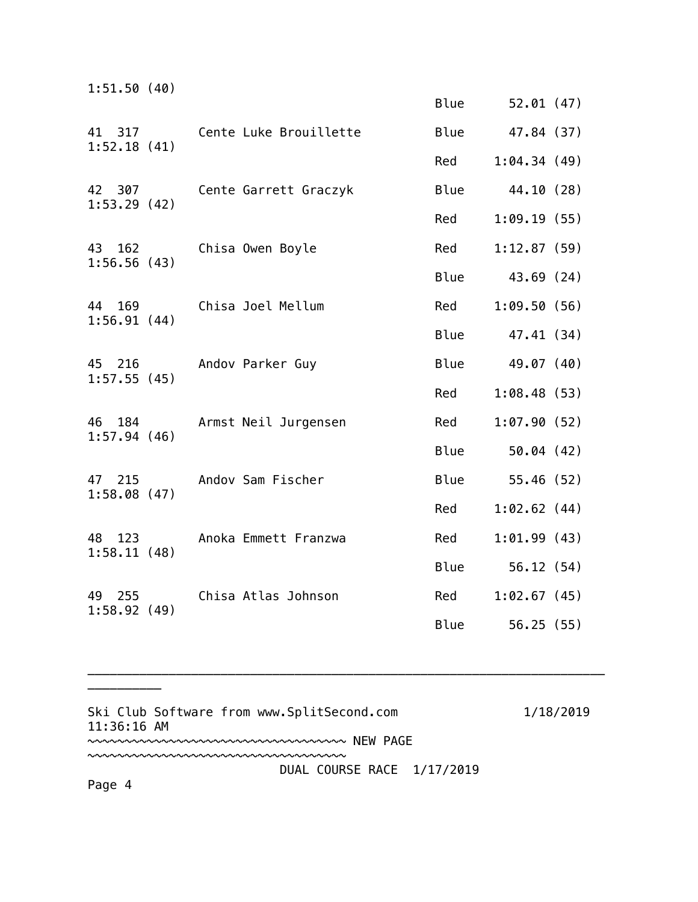```
1:51.50 (40)
                                                  Blue      52.01 (47)

41  317       Cente Luke Brouillette          Blue      47.84 (37)
1:52.18 (41)
                                                  Red     1:04.34 (49)

42  307       Cente Garrett Graczyk           Blue      44.10 (28)
1:53.29 (42)
                                                  Red     1:09.19 (55)

43  162       Chisa Owen Boyle                Red     1:12.87 (59)
1:56.56 (43)
                                                  Blue      43.69 (24)

44  169       Chisa Joel Mellum               Red     1:09.50 (56)
1:56.91 (44)
                                                  Blue      47.41 (34)

45  216       Andov Parker Guy                Blue      49.07 (40)
1:57.55 (45)
                                                  Red     1:08.48 (53)

46  184       Armst Neil Jurgensen            Red     1:07.90 (52)
1:57.94 (46)
                                                  Blue      50.04 (42)

47  215       Andov Sam Fischer               Blue      55.46 (52)
1:58.08 (47)
                                                  Red     1:02.62 (44)

48  123       Anoka Emmett Franzwa            Red     1:01.99 (43)
1:58.11 (48)
                                                  Blue      56.12 (54)

49  255       Chisa Atlas Johnson             Red     1:02.67 (45)
1:58.92 (49)
                                                  Blue      56.25 (55)
```

___________________________________________________________________________

Ski Club Software from www.SplitSecond.com 1/18/2019 11:36:16 AM

~~~~~~~~~~~~~~~~~~~~~~~~~~~~~~~~~~~~~~~ NEW PAGE ~~~~~~~~~~~~~~~~~~~~~~~~~~~~~~~~~~~~~~~

DUAL COURSE RACE 1/17/2019

Page 4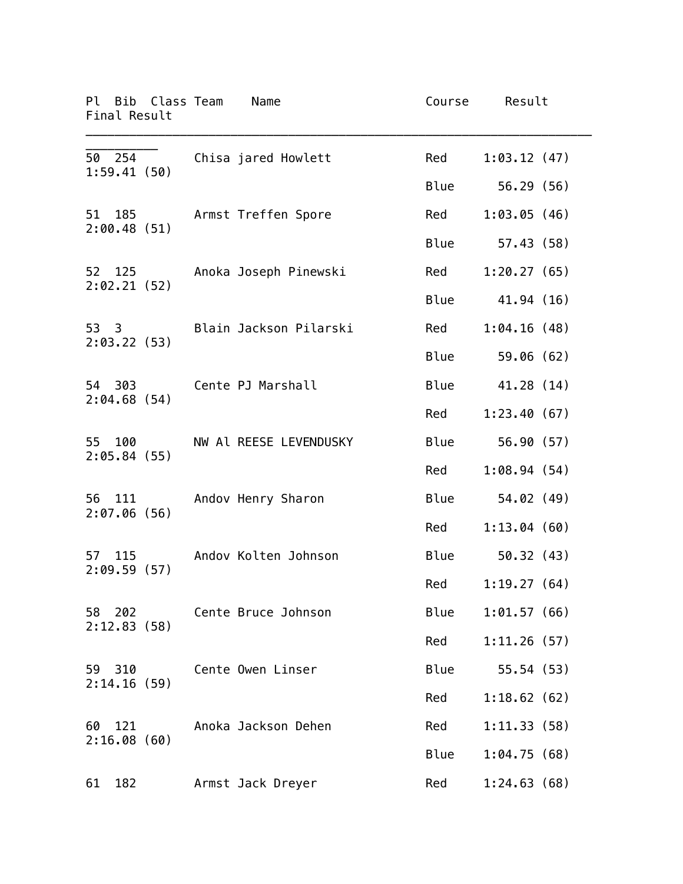| Pl | Bib | Class | Team | Name | Course | Result | Final Result |
|---|---|---|---|---|---|---|---|
| 50 | 254 | | Chisa | jared Howlett | Red | 1:03.12 (47) | 1:59.41 (50) |
| | | | | | Blue | 56.29 (56) | |
| 51 | 185 | | Armst | Treffen Spore | Red | 1:03.05 (46) | 2:00.48 (51) |
| | | | | | Blue | 57.43 (58) | |
| 52 | 125 | | Anoka | Joseph Pinewski | Red | 1:20.27 (65) | 2:02.21 (52) |
| | | | | | Blue | 41.94 (16) | |
| 53 | 3 | | Blain | Jackson Pilarski | Red | 1:04.16 (48) | 2:03.22 (53) |
| | | | | | Blue | 59.06 (62) | |
| 54 | 303 | | Cente | PJ Marshall | Blue | 41.28 (14) | 2:04.68 (54) |
| | | | | | Red | 1:23.40 (67) | |
| 55 | 100 | | NW Al | REESE LEVENDUSKY | Blue | 56.90 (57) | 2:05.84 (55) |
| | | | | | Red | 1:08.94 (54) | |
| 56 | 111 | | Andov | Henry Sharon | Blue | 54.02 (49) | 2:07.06 (56) |
| | | | | | Red | 1:13.04 (60) | |
| 57 | 115 | | Andov | Kolten Johnson | Blue | 50.32 (43) | 2:09.59 (57) |
| | | | | | Red | 1:19.27 (64) | |
| 58 | 202 | | Cente | Bruce Johnson | Blue | 1:01.57 (66) | 2:12.83 (58) |
| | | | | | Red | 1:11.26 (57) | |
| 59 | 310 | | Cente | Owen Linser | Blue | 55.54 (53) | 2:14.16 (59) |
| | | | | | Red | 1:18.62 (62) | |
| 60 | 121 | | Anoka | Jackson Dehen | Red | 1:11.33 (58) | 2:16.08 (60) |
| | | | | | Blue | 1:04.75 (68) | |
| 61 | 182 | | Armst | Jack Dreyer | Red | 1:24.63 (68) | |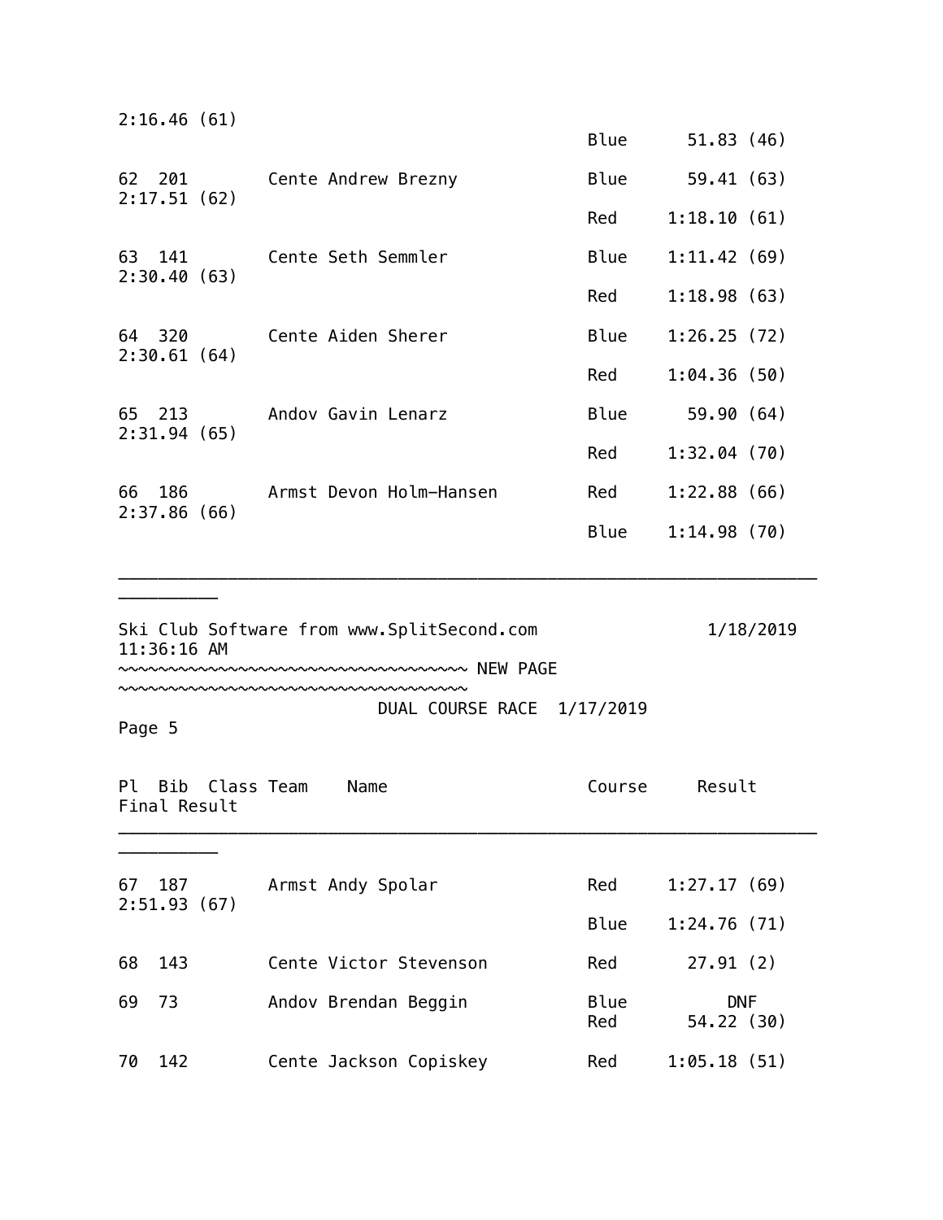| Pl | Bib | Class | Team | Name | Course | Result | Final Result |
|---|---|---|---|---|---|---|---|
| | | | | | Blue | 51.83 (46) | 2:16.46 (61) |
| 62 | 201 | | Cente | Andrew Brezny | Blue | 59.41 (63) | 2:17.51 (62) |
| | | | | | Red | 1:18.10 (61) | |
| 63 | 141 | | Cente | Seth Semmler | Blue | 1:11.42 (69) | 2:30.40 (63) |
| | | | | | Red | 1:18.98 (63) | |
| 64 | 320 | | Cente | Aiden Sherer | Blue | 1:26.25 (72) | 2:30.61 (64) |
| | | | | | Red | 1:04.36 (50) | |
| 65 | 213 | | Andov | Gavin Lenarz | Blue | 59.90 (64) | 2:31.94 (65) |
| | | | | | Red | 1:32.04 (70) | |
| 66 | 186 | | Armst | Devon Holm-Hansen | Red | 1:22.88 (66) | 2:37.86 (66) |
| | | | | | Blue | 1:14.98 (70) | |

Ski Club Software from www.SplitSecond.com 1/18/2019 11:36:16 AM

~~~~~~~~~~~~~~~~~~~~~~~~~~~~~~~~~~~ NEW PAGE ~~~~~~~~~~~~~~~~~~~~~~~~~~~~~~~~~~~

DUAL COURSE RACE 1/17/2019

Page 5

| Pl | Bib | Class | Team | Name | Course | Result | Final Result |
|---|---|---|---|---|---|---|---|
| 67 | 187 | | Armst | Andy Spolar | Red | 1:27.17 (69) | 2:51.93 (67) |
| | | | | | Blue | 1:24.76 (71) | |
| 68 | 143 | | Cente | Victor Stevenson | Red | 27.91 (2) | |
| 69 | 73 | | Andov | Brendan Beggin | Blue | DNF | |
| | | | | | Red | 54.22 (30) | |
| 70 | 142 | | Cente | Jackson Copiskey | Red | 1:05.18 (51) | |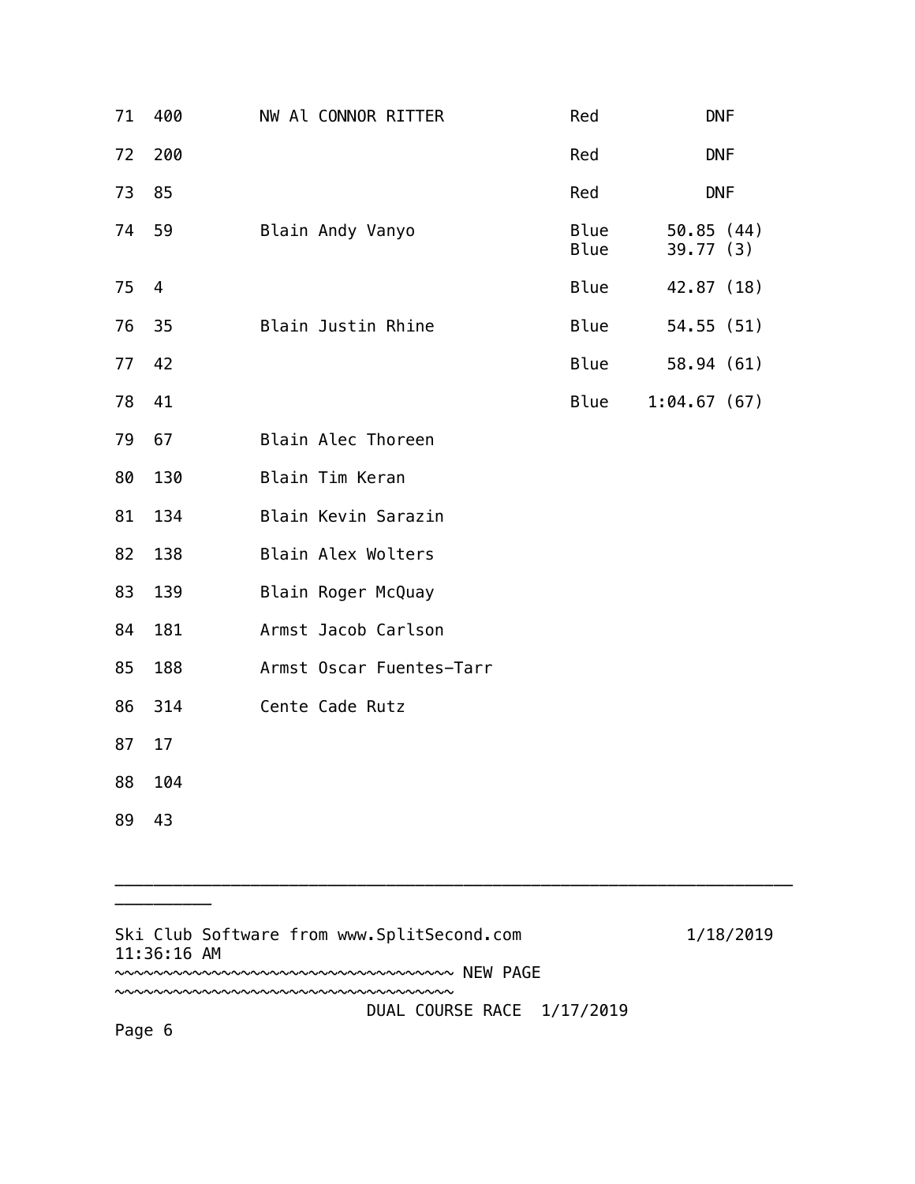| | | | | |
|---|---|---|---|---|
| 71 | 400 | NW Al CONNOR RITTER | Red | DNF |
| 72 | 200 | | Red | DNF |
| 73 | 85 | | Red | DNF |
| 74 | 59 | Blain Andy Vanyo | Blue<br>Blue | 50.85 (44)<br>39.77 (3) |
| 75 | 4 | | Blue | 42.87 (18) |
| 76 | 35 | Blain Justin Rhine | Blue | 54.55 (51) |
| 77 | 42 | | Blue | 58.94 (61) |
| 78 | 41 | | Blue | 1:04.67 (67) |
| 79 | 67 | Blain Alec Thoreen | | |
| 80 | 130 | Blain Tim Keran | | |
| 81 | 134 | Blain Kevin Sarazin | | |
| 82 | 138 | Blain Alex Wolters | | |
| 83 | 139 | Blain Roger McQuay | | |
| 84 | 181 | Armst Jacob Carlson | | |
| 85 | 188 | Armst Oscar Fuentes-Tarr | | |
| 86 | 314 | Cente Cade Rutz | | |
| 87 | 17 | | | |
| 88 | 104 | | | |
| 89 | 43 | | | |

Ski Club Software from www.SplitSecond.com 1/18/2019 11:36:16 AM

~~~~~~~~~~~~~~~~~~~~~~~~~~~~~~~~~~~ NEW PAGE ~~~~~~~~~~~~~~~~~~~~~~~~~~~~~~~~~~~

DUAL COURSE RACE 1/17/2019

Page 6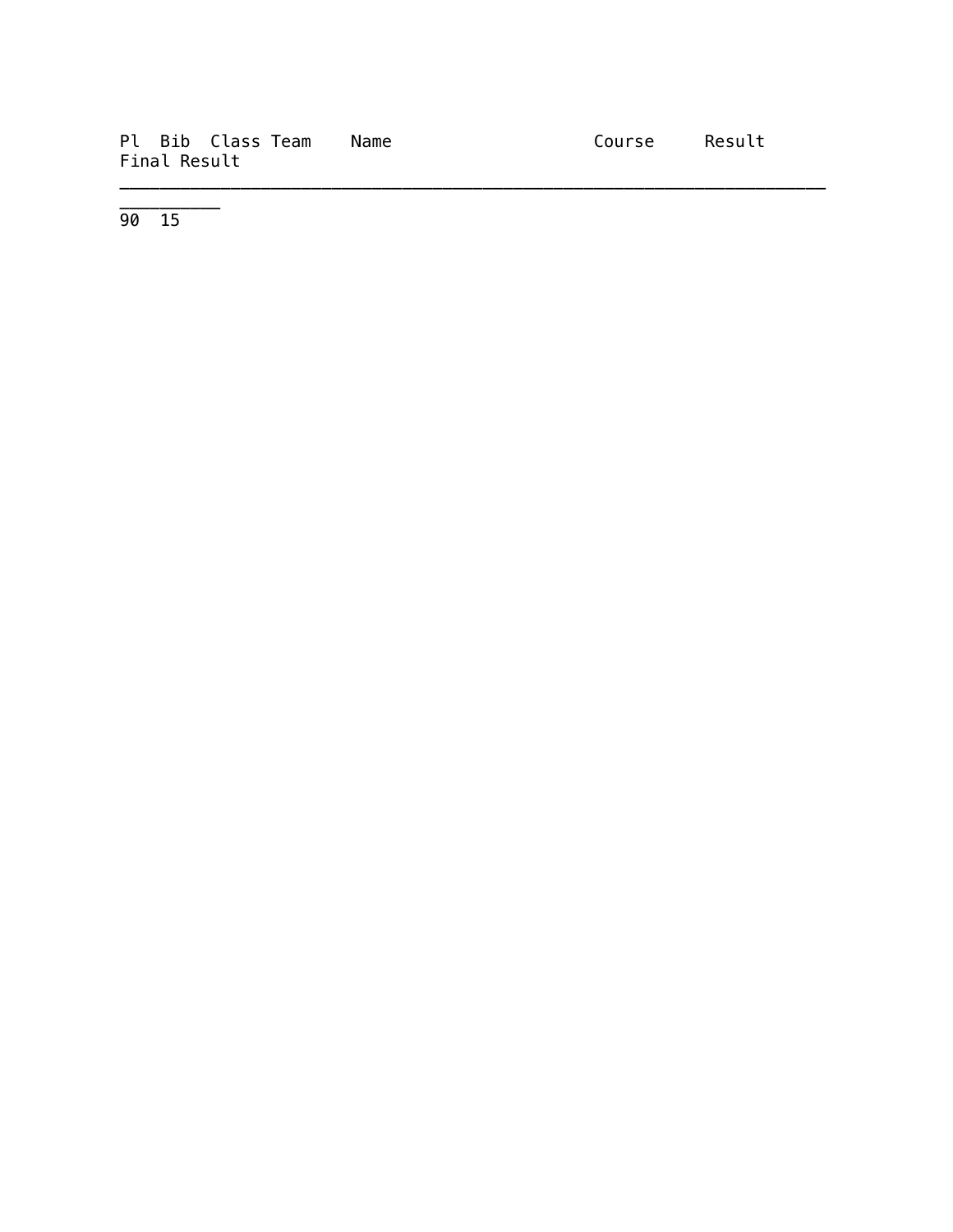| Pl | Bib | Class | Team | Name | Course | Result | Final Result |
| --- | --- | --- | --- | --- | --- | --- | --- |
| 90 | 15 | | | | | | |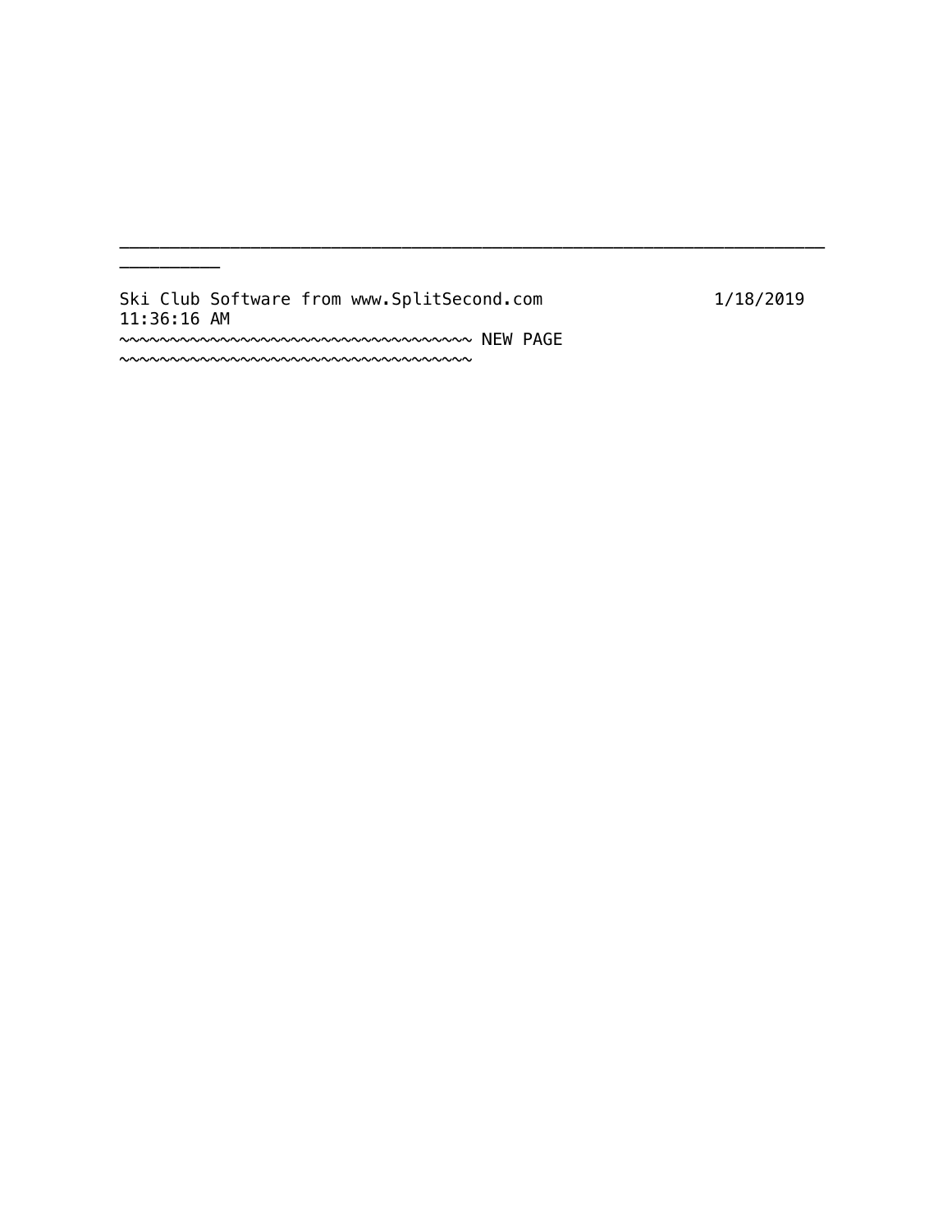___________________________________________________________________________________

Ski Club Software from www.SplitSecond.com 1/18/2019
11:36:16 AM
~~~~~~~~~~~~~~~~~~~~~~~~~~~~~~~~~~~~~~~~ NEW PAGE
~~~~~~~~~~~~~~~~~~~~~~~~~~~~~~~~~~~~~~~~